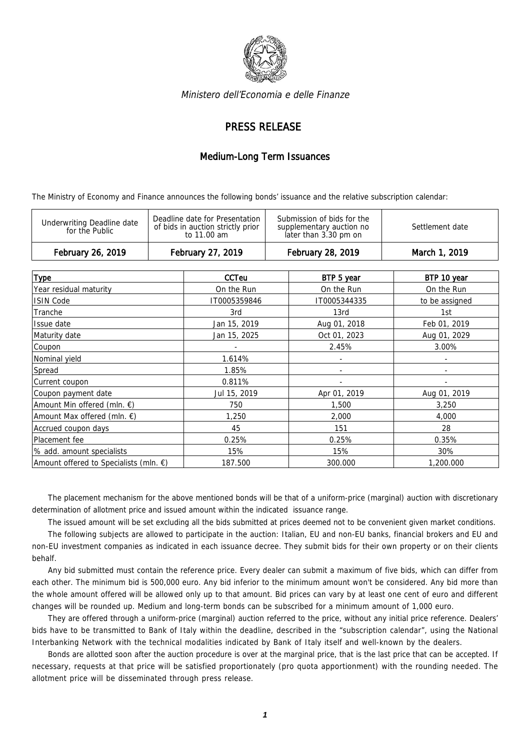*Ministero dell'Economia e delle Finanze*

# PRESS RELEASE

## Medium-Long Term Issuances

The Ministry of Economy and Finance announces the following bonds' issuance and the relative subscription calendar:

| Underwriting Deadline date for the Public | Deadline date for Presentation of bids in auction strictly prior to 11.00 am | Submission of bids for the supplementary auction no later than 3.30 pm on | Settlement date |
|---|---|---|---|
| **February 26, 2019** | **February 27, 2019** | **February 28, 2019** | **March 1, 2019** |

| Type | CCTeu | BTP 5 year | BTP 10 year |
|---|---|---|---|
| Year residual maturity | On the Run | On the Run | On the Run |
| ISIN Code | IT0005359846 | IT0005344335 | to be assigned |
| Tranche | 3rd | 13rd | 1st |
| Issue date | Jan 15, 2019 | Aug 01, 2018 | Feb 01, 2019 |
| Maturity date | Jan 15, 2025 | Oct 01, 2023 | Aug 01, 2029 |
| Coupon | - | 2.45% | 3.00% |
| Nominal yield | 1.614% | - | - |
| Spread | 1.85% | - | - |
| Current coupon | 0.811% | - | - |
| Coupon payment date | Jul 15, 2019 | Apr 01, 2019 | Aug 01, 2019 |
| Amount Min offered (mln. €) | 750 | 1,500 | 3,250 |
| Amount Max offered (mln. €) | 1,250 | 2,000 | 4,000 |
| Accrued coupon days | 45 | 151 | 28 |
| Placement fee | 0.25% | 0.25% | 0.35% |
| % add. amount specialists | 15% | 15% | 30% |
| Amount offered to Specialists (mln. €) | 187.500 | 300.000 | 1,200.000 |

The placement mechanism for the above mentioned bonds will be that of a uniform-price (marginal) auction with discretionary determination of allotment price and issued amount within the indicated issuance range.

The issued amount will be set excluding all the bids submitted at prices deemed not to be convenient given market conditions.

The following subjects are allowed to participate in the auction: Italian, EU and non-EU banks, financial brokers and EU and non-EU investment companies as indicated in each issuance decree. They submit bids for their own property or on their clients behalf.

Any bid submitted must contain the reference price. Every dealer can submit a maximum of five bids, which can differ from each other. The minimum bid is 500,000 euro. Any bid inferior to the minimum amount won't be considered. Any bid more than the whole amount offered will be allowed only up to that amount. Bid prices can vary by at least one cent of euro and different changes will be rounded up. Medium and long-term bonds can be subscribed for a minimum amount of 1,000 euro.

They are offered through a uniform-price (marginal) auction referred to the price, without any initial price reference. Dealers' bids have to be transmitted to Bank of Italy within the deadline, described in the "subscription calendar", using the National Interbanking Network with the technical modalities indicated by Bank of Italy itself and well-known by the dealers.

Bonds are allotted soon after the auction procedure is over at the marginal price, that is the last price that can be accepted. If necessary, requests at that price will be satisfied proportionately (pro quota apportionment) with the rounding needed. The allotment price will be disseminated through press release.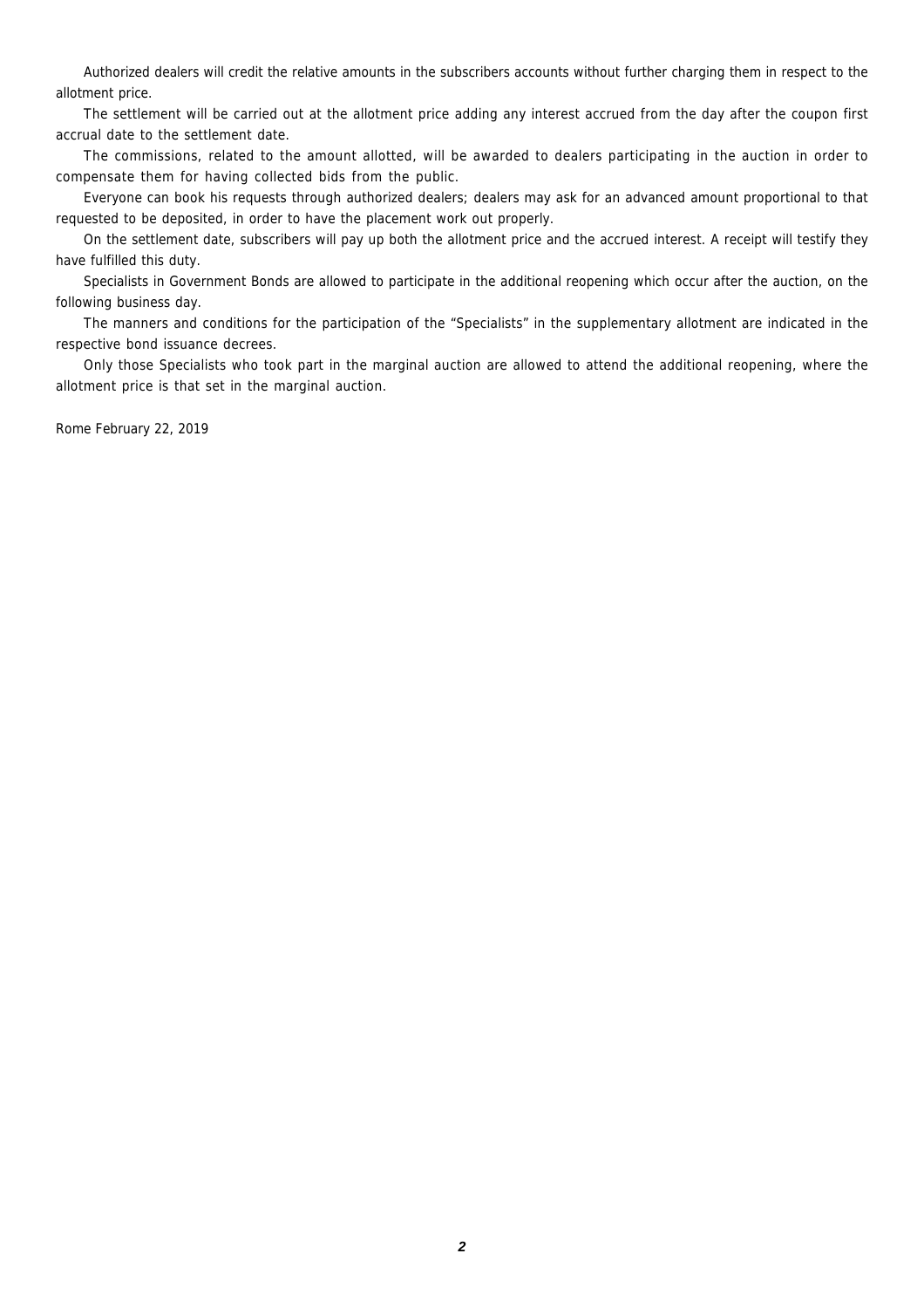Authorized dealers will credit the relative amounts in the subscribers accounts without further charging them in respect to the allotment price.

The settlement will be carried out at the allotment price adding any interest accrued from the day after the coupon first accrual date to the settlement date.

The commissions, related to the amount allotted, will be awarded to dealers participating in the auction in order to compensate them for having collected bids from the public.

Everyone can book his requests through authorized dealers; dealers may ask for an advanced amount proportional to that requested to be deposited, in order to have the placement work out properly.

On the settlement date, subscribers will pay up both the allotment price and the accrued interest. A receipt will testify they have fulfilled this duty.

Specialists in Government Bonds are allowed to participate in the additional reopening which occur after the auction, on the following business day.

The manners and conditions for the participation of the "Specialists" in the supplementary allotment are indicated in the respective bond issuance decrees.

Only those Specialists who took part in the marginal auction are allowed to attend the additional reopening, where the allotment price is that set in the marginal auction.

Rome February 22, 2019